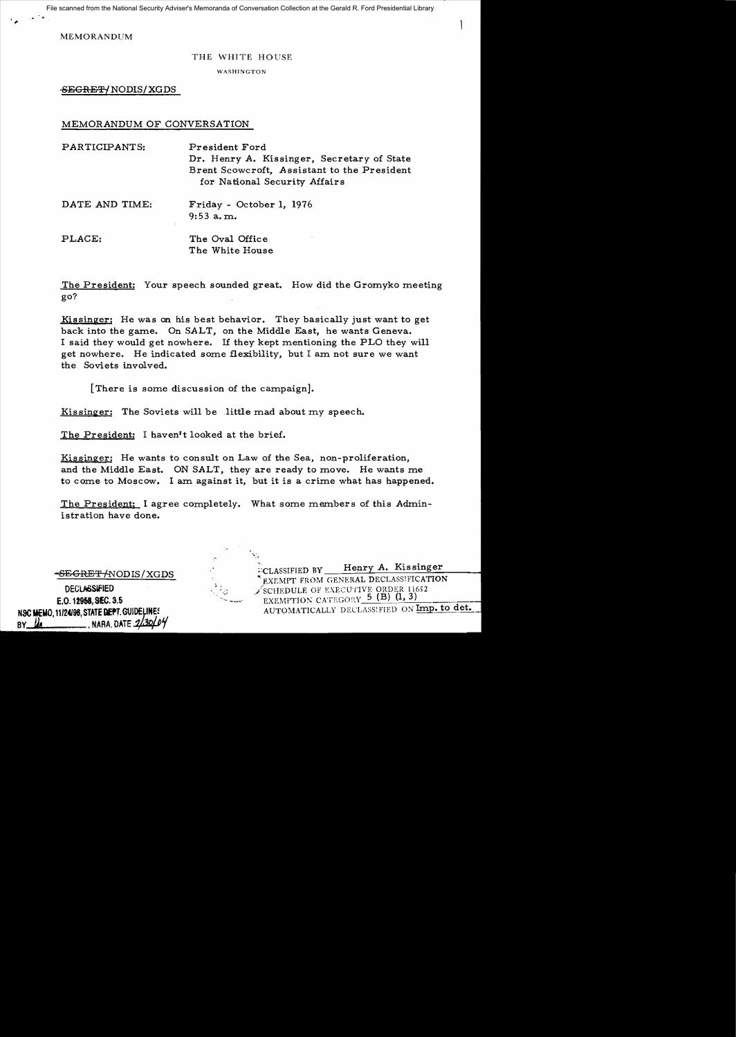File scanned from the National Security Adviser's Memoranda of Conversation Collection at the Gerald R. Ford Presidential Library

MEMORANDUM

THE WHITE HOUSE

WASHINGTON

~~SECRET~~/NODIS/XGDS

MEMORANDUM OF CONVERSATION

PARTICIPANTS: President Ford
Dr. Henry A. Kissinger, Secretary of State
Brent Scowcroft, Assistant to the President for National Security Affairs

DATE AND TIME: Friday - October 1, 1976
9:53 a.m.

PLACE: The Oval Office
The White House

The President: Your speech sounded great. How did the Gromyko meeting go?

Kissinger: He was on his best behavior. They basically just want to get back into the game. On SALT, on the Middle East, he wants Geneva. I said they would get nowhere. If they kept mentioning the PLO they will get nowhere. He indicated some flexibility, but I am not sure we want the Soviets involved.

[There is some discussion of the campaign].

Kissinger: The Soviets will be little mad about my speech.

The President: I haven't looked at the brief.

Kissinger: He wants to consult on Law of the Sea, non-proliferation, and the Middle East. ON SALT, they are ready to move. He wants me to come to Moscow. I am against it, but it is a crime what has happened.

The President: I agree completely. What some members of this Administration have done.

~~SECRET~~/NODIS/XGDS

DECLASSIFIED
E.O. 12958, SEC. 3.5
NSC MEMO, 11/24/98, STATE DEPT. GUIDELINES
BY ___, NARA, DATE 2/30/04

CLASSIFIED BY Henry A. Kissinger
EXEMPT FROM GENERAL DECLASSIFICATION SCHEDULE OF EXECUTIVE ORDER 11652
EXEMPTION CATEGORY 5 (B) (1, 3)
AUTOMATICALLY DECLASSIFIED ON Imp. to det.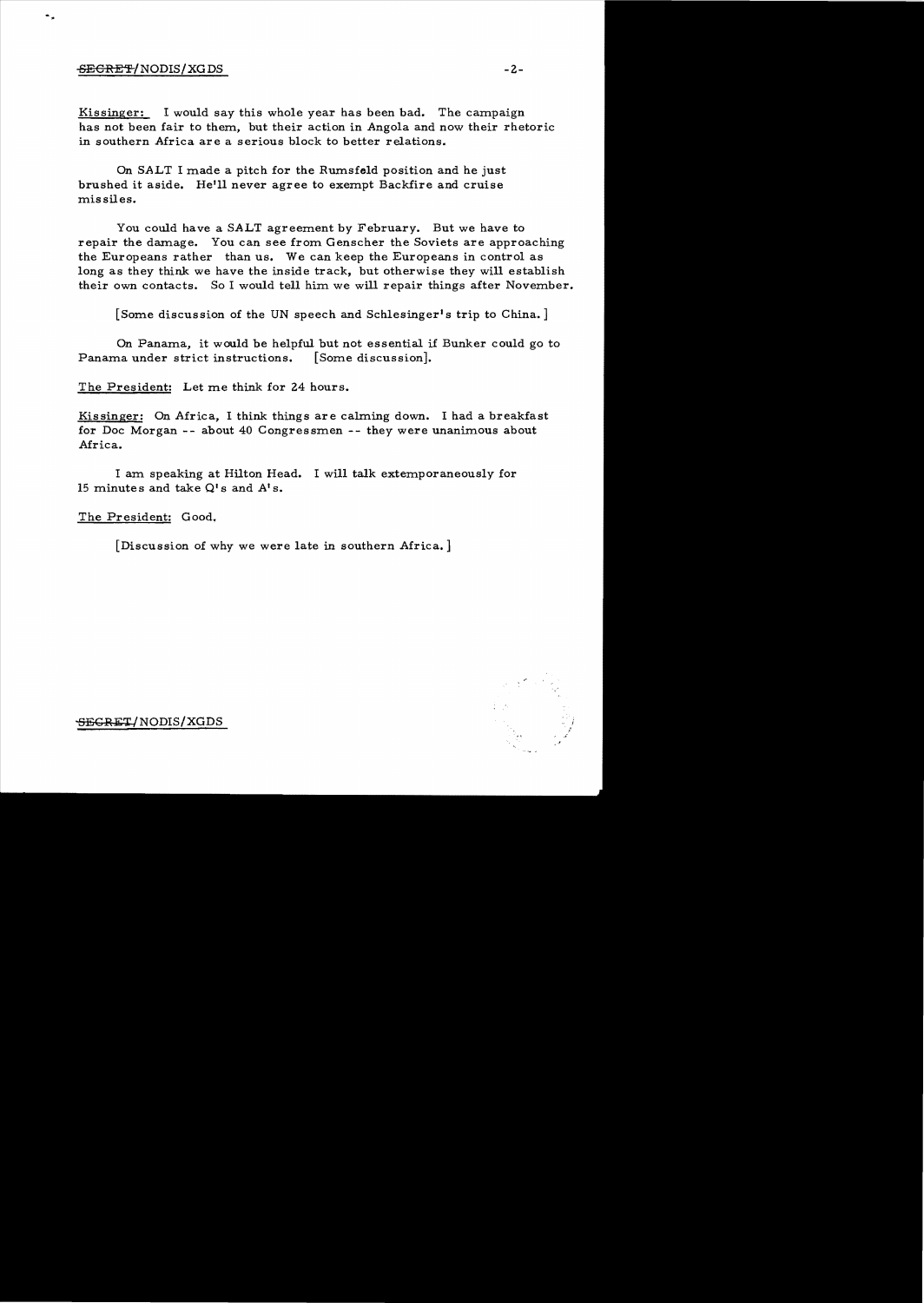Kissinger: I would say this whole year has been bad. The campaign has not been fair to them, but their action in Angola and now their rhetoric in southern Africa are a serious block to better relations.

On SALT I made a pitch for the Rumsfeld position and he just brushed it aside. He'll never agree to exempt Backfire and cruise missiles.

You could have a SALT agreement by February. But we have to repair the damage. You can see from Genscher the Soviets are approaching the Europeans rather than us. We can keep the Europeans in control as long as they think we have the inside track, but otherwise they will establish their own contacts. So I would tell him we will repair things after November.

[Some discussion of the UN speech and Schlesinger's trip to China.]

On Panama, it would be helpful but not essential if Bunker could go to Panama under strict instructions. [Some discussion].

The President: Let me think for 24 hours.

Kissinger: On Africa, I think things are calming down. I had a breakfast for Doc Morgan -- about 40 Congressmen -- they were unanimous about Africa.

I am speaking at Hilton Head. I will talk extemporaneously for 15 minutes and take Q's and A's.

The President: Good.

[Discussion of why we were late in southern Africa.]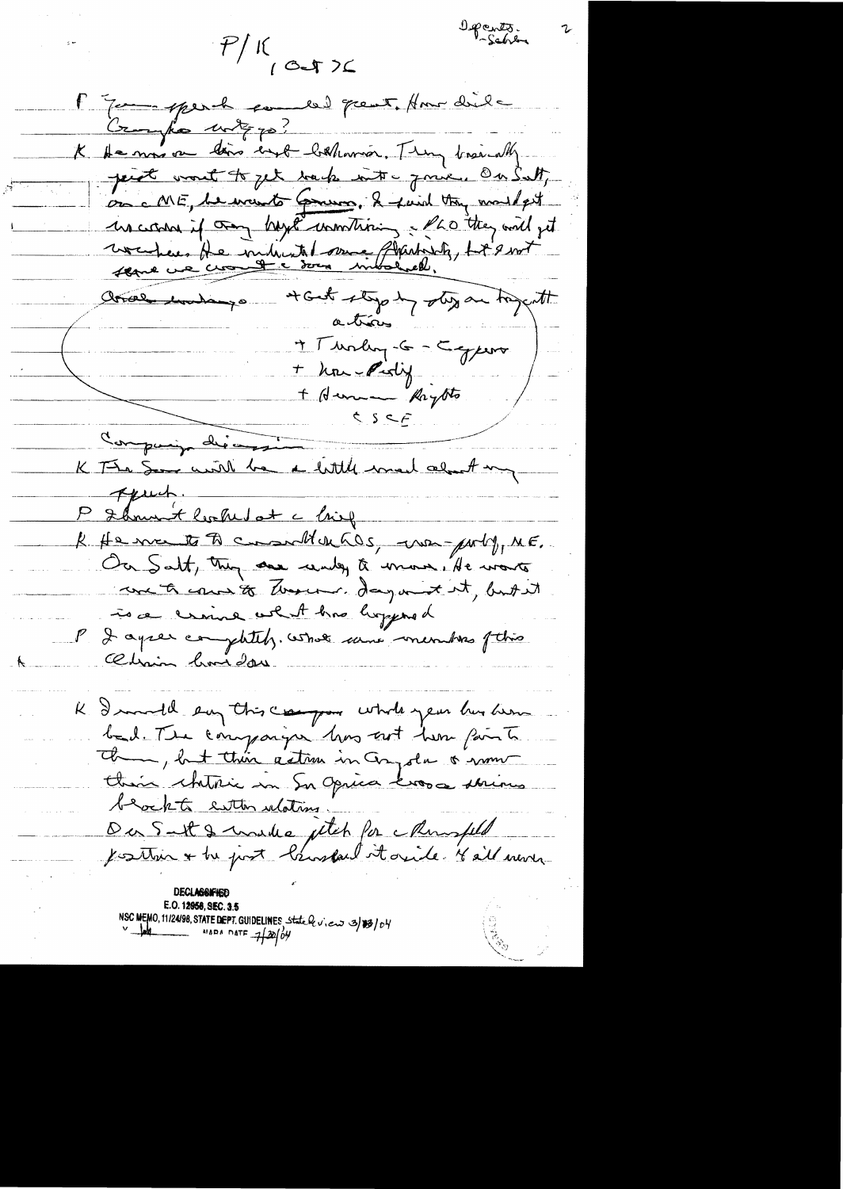Departs. – Scheler

P/K 1 Oct 75

P Your speech sounded great. How did Gromyko write you?

K He was in his best behavior. They basically just want to get back into the game. On Salt, on the ME, he wants Geneva. I said they would get in sooner if they kept countering the PLO they would get nowhere. He indicated some flexibility, but I won't send we couldn't be involved.

Areas underway: + Got step by step on to joint actions
+ Turkey – G – Cyprus
+ Non-Prolif
+ Human Rights
CSCE

Comparing discussion

K The Sov will be a little mad about my speech.

P I haven't looked at a brief

K He wants to consult on LDCs, non-prolif, ME. On Salt, they are ready to move. He wants me to come to Moscow. I'm against it, but it is a review what has happened

P I agree completely. What are members of this Admin hurt [?] Dan

K I would say this campaign which you've been on had. The campaign has not been fair to them, but their action in Angola & some their rhetoric in So Africa cause serious blocks to better relations.

On Salt I made pitch for Rumsfeld position & he just brushed it aside. He'll never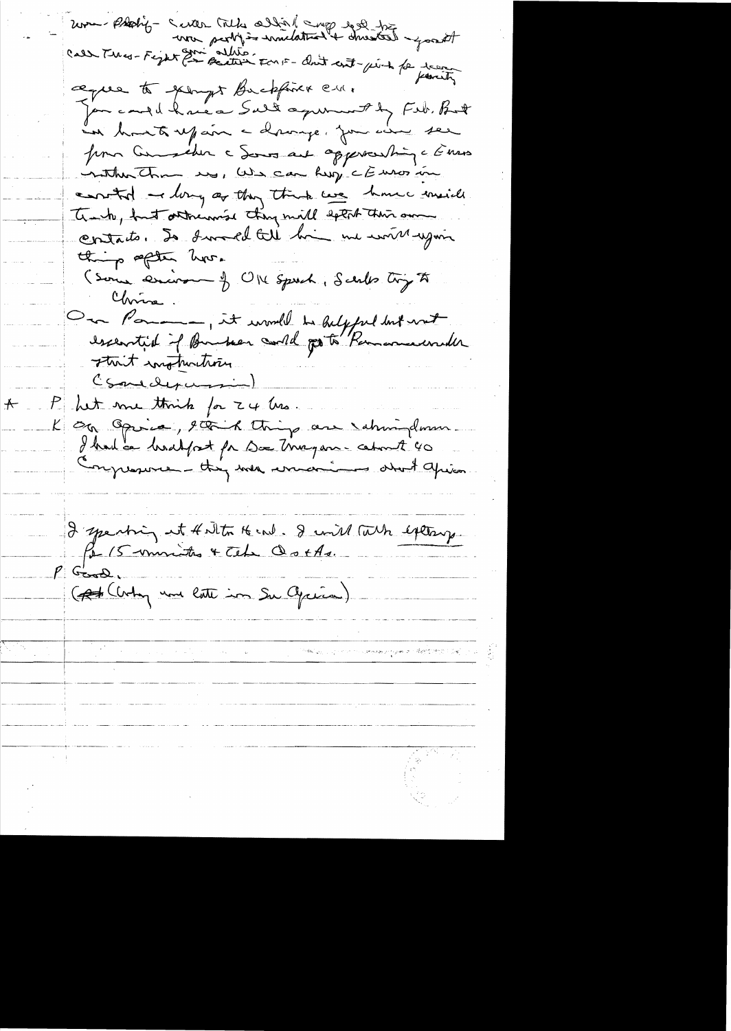non-Phasing - Carter talks a lot of crap and the party is insulated and dissatisfied - good
Call Tues - Fight for airline expenditure - don't cut - push for a compromise

agree to exempt Backfire etc.
You could have a Salt agreement by Feb. But we have to again a drainage. You will see from Genscher and Sonnenfeldt and approaching the Euros rather than us. We can keep the Euros in control as long as they think we have inside track, but otherwise they will start their own contacts. So I would tell him we will again things after him.
(Some discussion of OK speech, Scali trip to China.

On Panama, it would be helpful but not essential if Bunker could go to Panama under strict instruction.
(Some discussion)

* P Let me think for 24 hrs.
K On Africa, I think things are calming down. I had a breakfast for Dan Morgan - about 40 Congressmen - they were unanimous about Africa.

I speaking at Hilton Hotel. I will talk Africa for 15 minutes & take Qs & As.
P Good.
(Long and late on Sun Africa)